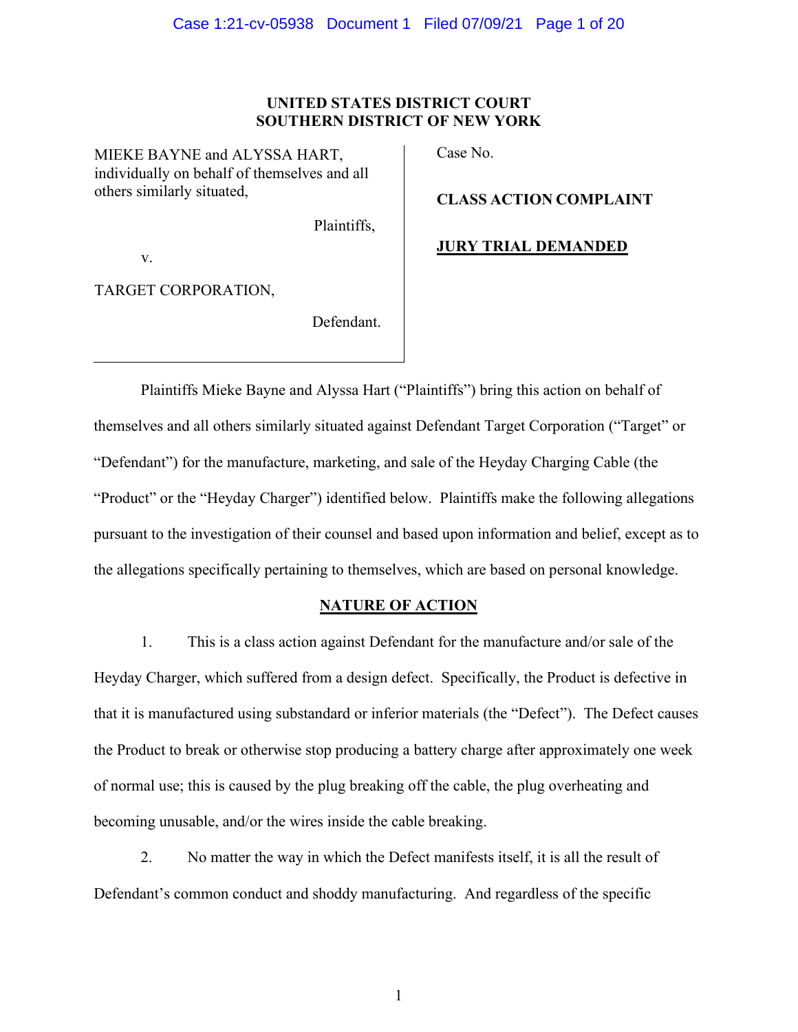**UNITED STATES DISTRICT COURT**
**SOUTHERN DISTRICT OF NEW YORK**

| | |
|---|---|
| MIEKE BAYNE and ALYSSA HART, individually on behalf of themselves and all others similarly situated,<br><br>Plaintiffs,<br><br>v.<br><br>TARGET CORPORATION,<br><br>Defendant. | Case No.<br><br>**CLASS ACTION COMPLAINT**<br><br>**JURY TRIAL DEMANDED** |

Plaintiffs Mieke Bayne and Alyssa Hart ("Plaintiffs") bring this action on behalf of themselves and all others similarly situated against Defendant Target Corporation ("Target" or "Defendant") for the manufacture, marketing, and sale of the Heyday Charging Cable (the "Product" or the "Heyday Charger") identified below. Plaintiffs make the following allegations pursuant to the investigation of their counsel and based upon information and belief, except as to the allegations specifically pertaining to themselves, which are based on personal knowledge.

## NATURE OF ACTION

1. This is a class action against Defendant for the manufacture and/or sale of the Heyday Charger, which suffered from a design defect. Specifically, the Product is defective in that it is manufactured using substandard or inferior materials (the "Defect"). The Defect causes the Product to break or otherwise stop producing a battery charge after approximately one week of normal use; this is caused by the plug breaking off the cable, the plug overheating and becoming unusable, and/or the wires inside the cable breaking.

2. No matter the way in which the Defect manifests itself, it is all the result of Defendant's common conduct and shoddy manufacturing. And regardless of the specific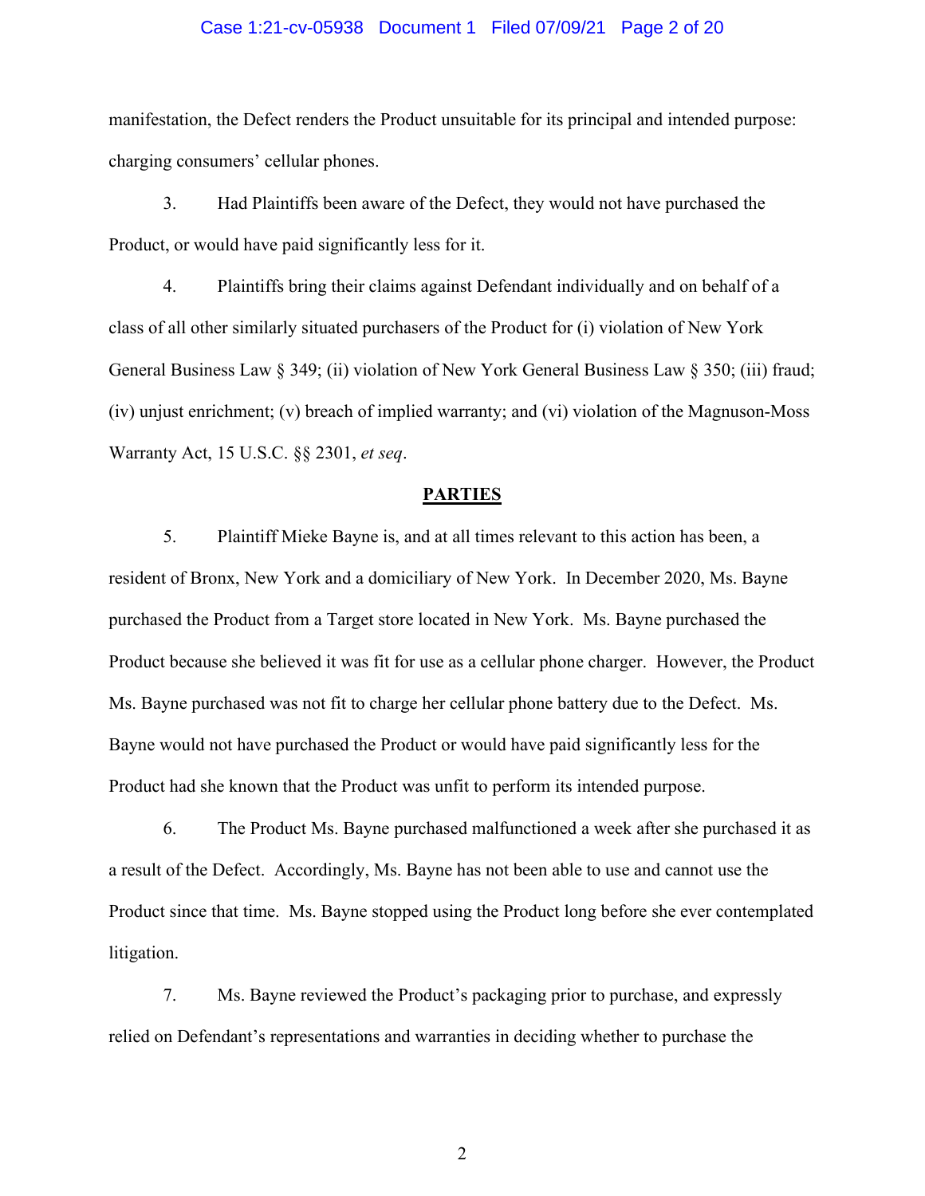manifestation, the Defect renders the Product unsuitable for its principal and intended purpose: charging consumers' cellular phones.

3. Had Plaintiffs been aware of the Defect, they would not have purchased the Product, or would have paid significantly less for it.

4. Plaintiffs bring their claims against Defendant individually and on behalf of a class of all other similarly situated purchasers of the Product for (i) violation of New York General Business Law § 349; (ii) violation of New York General Business Law § 350; (iii) fraud; (iv) unjust enrichment; (v) breach of implied warranty; and (vi) violation of the Magnuson-Moss Warranty Act, 15 U.S.C. §§ 2301, *et seq*.

## PARTIES

5. Plaintiff Mieke Bayne is, and at all times relevant to this action has been, a resident of Bronx, New York and a domiciliary of New York. In December 2020, Ms. Bayne purchased the Product from a Target store located in New York. Ms. Bayne purchased the Product because she believed it was fit for use as a cellular phone charger. However, the Product Ms. Bayne purchased was not fit to charge her cellular phone battery due to the Defect. Ms. Bayne would not have purchased the Product or would have paid significantly less for the Product had she known that the Product was unfit to perform its intended purpose.

6. The Product Ms. Bayne purchased malfunctioned a week after she purchased it as a result of the Defect. Accordingly, Ms. Bayne has not been able to use and cannot use the Product since that time. Ms. Bayne stopped using the Product long before she ever contemplated litigation.

7. Ms. Bayne reviewed the Product's packaging prior to purchase, and expressly relied on Defendant's representations and warranties in deciding whether to purchase the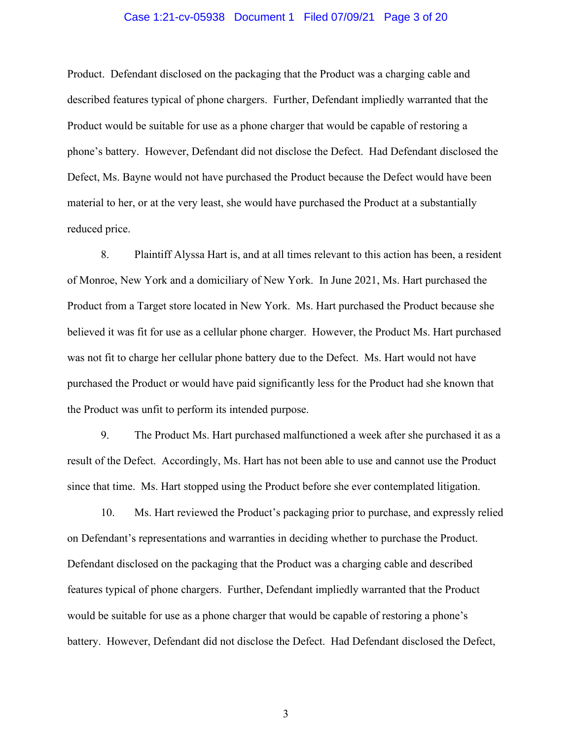Product. Defendant disclosed on the packaging that the Product was a charging cable and described features typical of phone chargers. Further, Defendant impliedly warranted that the Product would be suitable for use as a phone charger that would be capable of restoring a phone's battery. However, Defendant did not disclose the Defect. Had Defendant disclosed the Defect, Ms. Bayne would not have purchased the Product because the Defect would have been material to her, or at the very least, she would have purchased the Product at a substantially reduced price.

8. Plaintiff Alyssa Hart is, and at all times relevant to this action has been, a resident of Monroe, New York and a domiciliary of New York. In June 2021, Ms. Hart purchased the Product from a Target store located in New York. Ms. Hart purchased the Product because she believed it was fit for use as a cellular phone charger. However, the Product Ms. Hart purchased was not fit to charge her cellular phone battery due to the Defect. Ms. Hart would not have purchased the Product or would have paid significantly less for the Product had she known that the Product was unfit to perform its intended purpose.

9. The Product Ms. Hart purchased malfunctioned a week after she purchased it as a result of the Defect. Accordingly, Ms. Hart has not been able to use and cannot use the Product since that time. Ms. Hart stopped using the Product before she ever contemplated litigation.

10. Ms. Hart reviewed the Product's packaging prior to purchase, and expressly relied on Defendant's representations and warranties in deciding whether to purchase the Product. Defendant disclosed on the packaging that the Product was a charging cable and described features typical of phone chargers. Further, Defendant impliedly warranted that the Product would be suitable for use as a phone charger that would be capable of restoring a phone's battery. However, Defendant did not disclose the Defect. Had Defendant disclosed the Defect,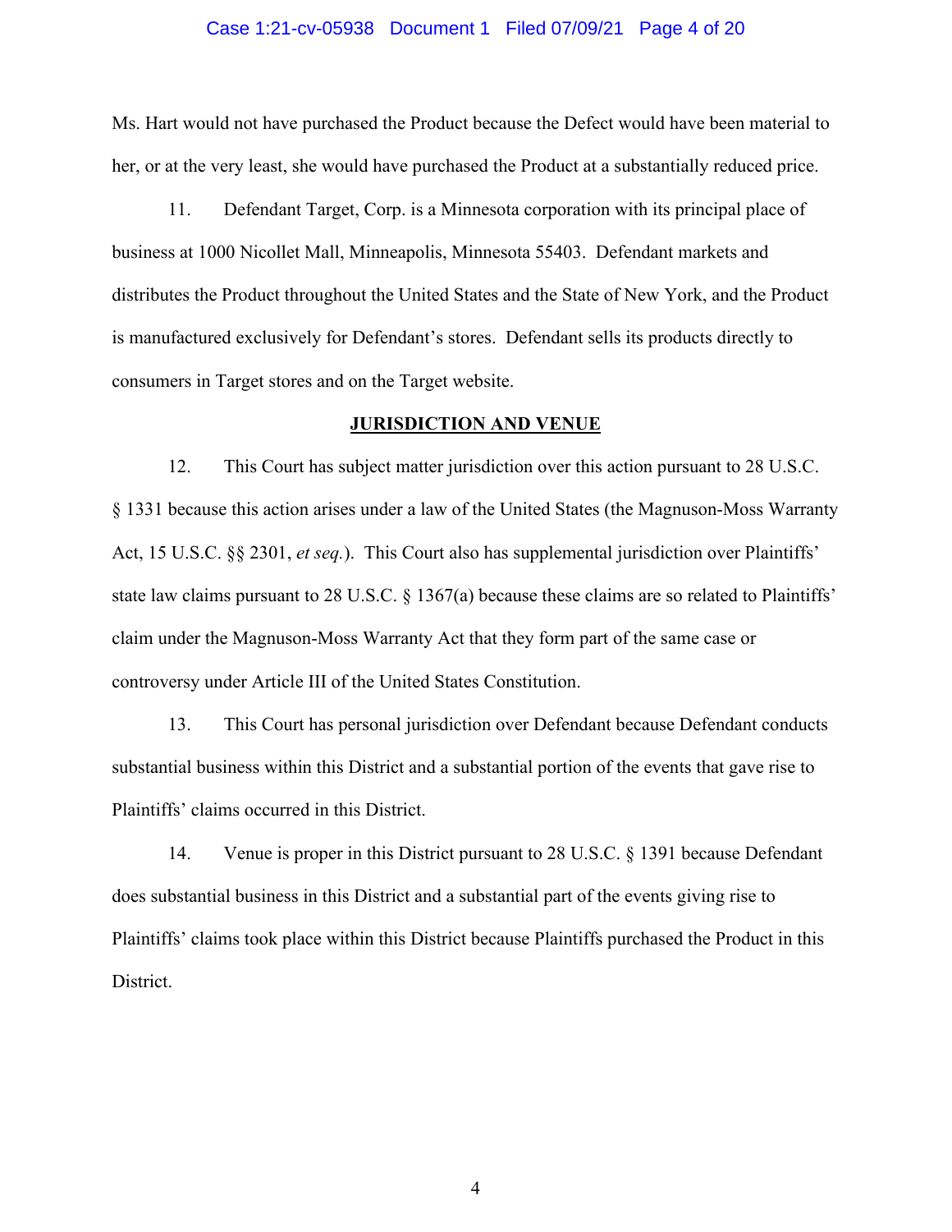Ms. Hart would not have purchased the Product because the Defect would have been material to her, or at the very least, she would have purchased the Product at a substantially reduced price.

11. Defendant Target, Corp. is a Minnesota corporation with its principal place of business at 1000 Nicollet Mall, Minneapolis, Minnesota 55403. Defendant markets and distributes the Product throughout the United States and the State of New York, and the Product is manufactured exclusively for Defendant's stores. Defendant sells its products directly to consumers in Target stores and on the Target website.

## JURISDICTION AND VENUE

12. This Court has subject matter jurisdiction over this action pursuant to 28 U.S.C. § 1331 because this action arises under a law of the United States (the Magnuson-Moss Warranty Act, 15 U.S.C. §§ 2301, *et seq.*). This Court also has supplemental jurisdiction over Plaintiffs' state law claims pursuant to 28 U.S.C. § 1367(a) because these claims are so related to Plaintiffs' claim under the Magnuson-Moss Warranty Act that they form part of the same case or controversy under Article III of the United States Constitution.

13. This Court has personal jurisdiction over Defendant because Defendant conducts substantial business within this District and a substantial portion of the events that gave rise to Plaintiffs' claims occurred in this District.

14. Venue is proper in this District pursuant to 28 U.S.C. § 1391 because Defendant does substantial business in this District and a substantial part of the events giving rise to Plaintiffs' claims took place within this District because Plaintiffs purchased the Product in this District.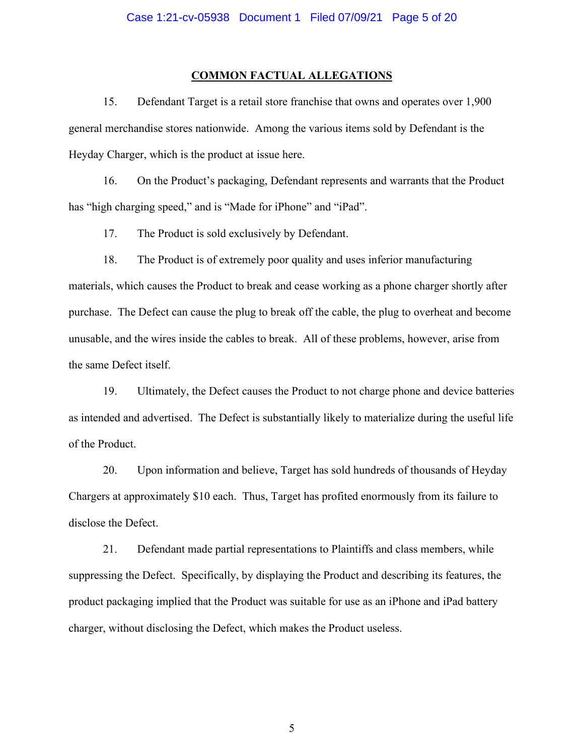## COMMON FACTUAL ALLEGATIONS

15. Defendant Target is a retail store franchise that owns and operates over 1,900 general merchandise stores nationwide. Among the various items sold by Defendant is the Heyday Charger, which is the product at issue here.

16. On the Product's packaging, Defendant represents and warrants that the Product has "high charging speed," and is "Made for iPhone" and "iPad".

17. The Product is sold exclusively by Defendant.

18. The Product is of extremely poor quality and uses inferior manufacturing materials, which causes the Product to break and cease working as a phone charger shortly after purchase. The Defect can cause the plug to break off the cable, the plug to overheat and become unusable, and the wires inside the cables to break. All of these problems, however, arise from the same Defect itself.

19. Ultimately, the Defect causes the Product to not charge phone and device batteries as intended and advertised. The Defect is substantially likely to materialize during the useful life of the Product.

20. Upon information and believe, Target has sold hundreds of thousands of Heyday Chargers at approximately $10 each. Thus, Target has profited enormously from its failure to disclose the Defect.

21. Defendant made partial representations to Plaintiffs and class members, while suppressing the Defect. Specifically, by displaying the Product and describing its features, the product packaging implied that the Product was suitable for use as an iPhone and iPad battery charger, without disclosing the Defect, which makes the Product useless.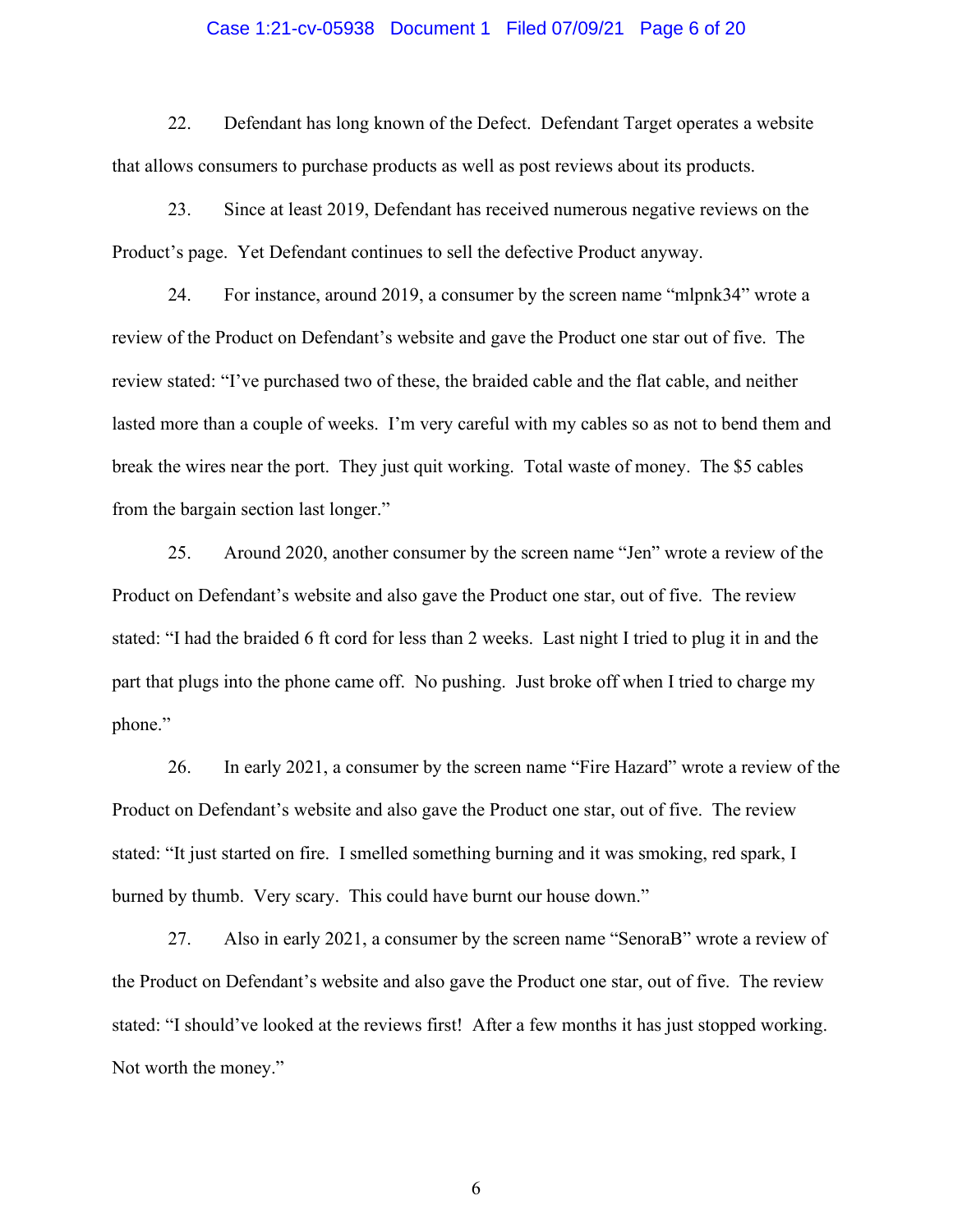22. Defendant has long known of the Defect. Defendant Target operates a website that allows consumers to purchase products as well as post reviews about its products.

23. Since at least 2019, Defendant has received numerous negative reviews on the Product's page. Yet Defendant continues to sell the defective Product anyway.

24. For instance, around 2019, a consumer by the screen name "mlpnk34" wrote a review of the Product on Defendant's website and gave the Product one star out of five. The review stated: "I've purchased two of these, the braided cable and the flat cable, and neither lasted more than a couple of weeks. I'm very careful with my cables so as not to bend them and break the wires near the port. They just quit working. Total waste of money. The $5 cables from the bargain section last longer."

25. Around 2020, another consumer by the screen name "Jen" wrote a review of the Product on Defendant's website and also gave the Product one star, out of five. The review stated: "I had the braided 6 ft cord for less than 2 weeks. Last night I tried to plug it in and the part that plugs into the phone came off. No pushing. Just broke off when I tried to charge my phone."

26. In early 2021, a consumer by the screen name "Fire Hazard" wrote a review of the Product on Defendant's website and also gave the Product one star, out of five. The review stated: "It just started on fire. I smelled something burning and it was smoking, red spark, I burned by thumb. Very scary. This could have burnt our house down."

27. Also in early 2021, a consumer by the screen name "SenoraB" wrote a review of the Product on Defendant's website and also gave the Product one star, out of five. The review stated: "I should've looked at the reviews first! After a few months it has just stopped working. Not worth the money."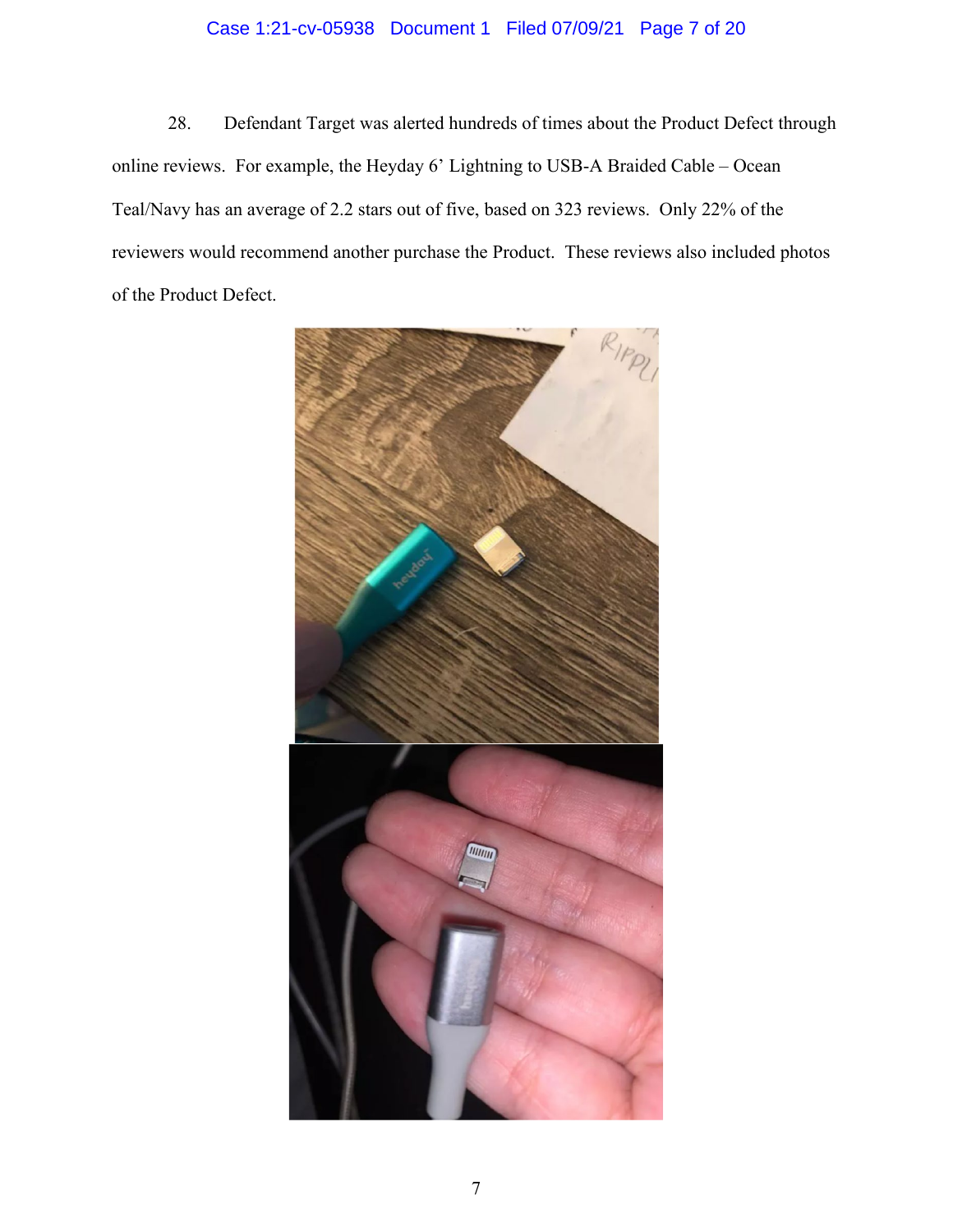28. Defendant Target was alerted hundreds of times about the Product Defect through online reviews. For example, the Heyday 6' Lightning to USB-A Braided Cable – Ocean Teal/Navy has an average of 2.2 stars out of five, based on 323 reviews. Only 22% of the reviewers would recommend another purchase the Product. These reviews also included photos of the Product Defect.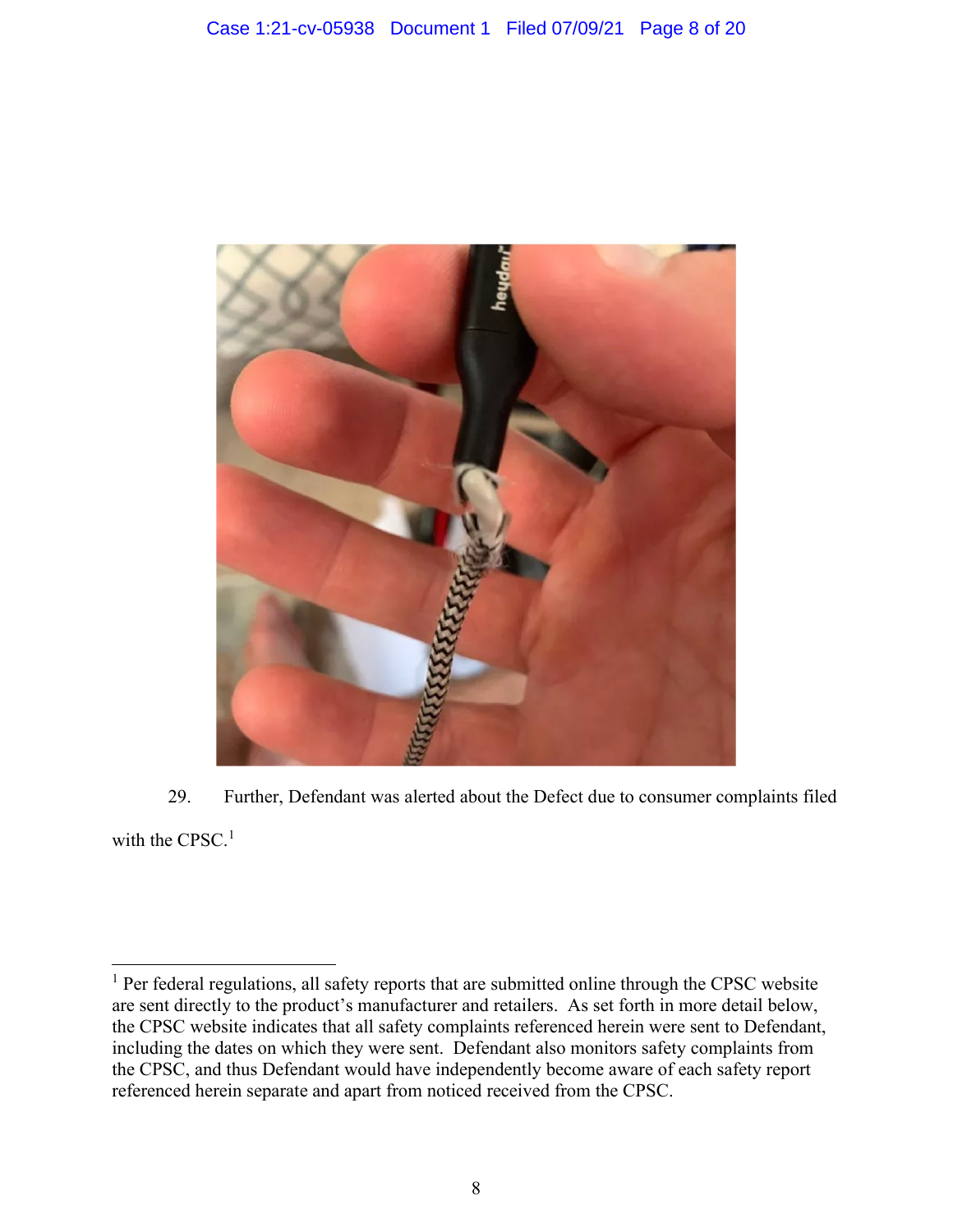29. Further, Defendant was alerted about the Defect due to consumer complaints filed with the CPSC.[1]

[1] Per federal regulations, all safety reports that are submitted online through the CPSC website are sent directly to the product's manufacturer and retailers. As set forth in more detail below, the CPSC website indicates that all safety complaints referenced herein were sent to Defendant, including the dates on which they were sent. Defendant also monitors safety complaints from the CPSC, and thus Defendant would have independently become aware of each safety report referenced herein separate and apart from noticed received from the CPSC.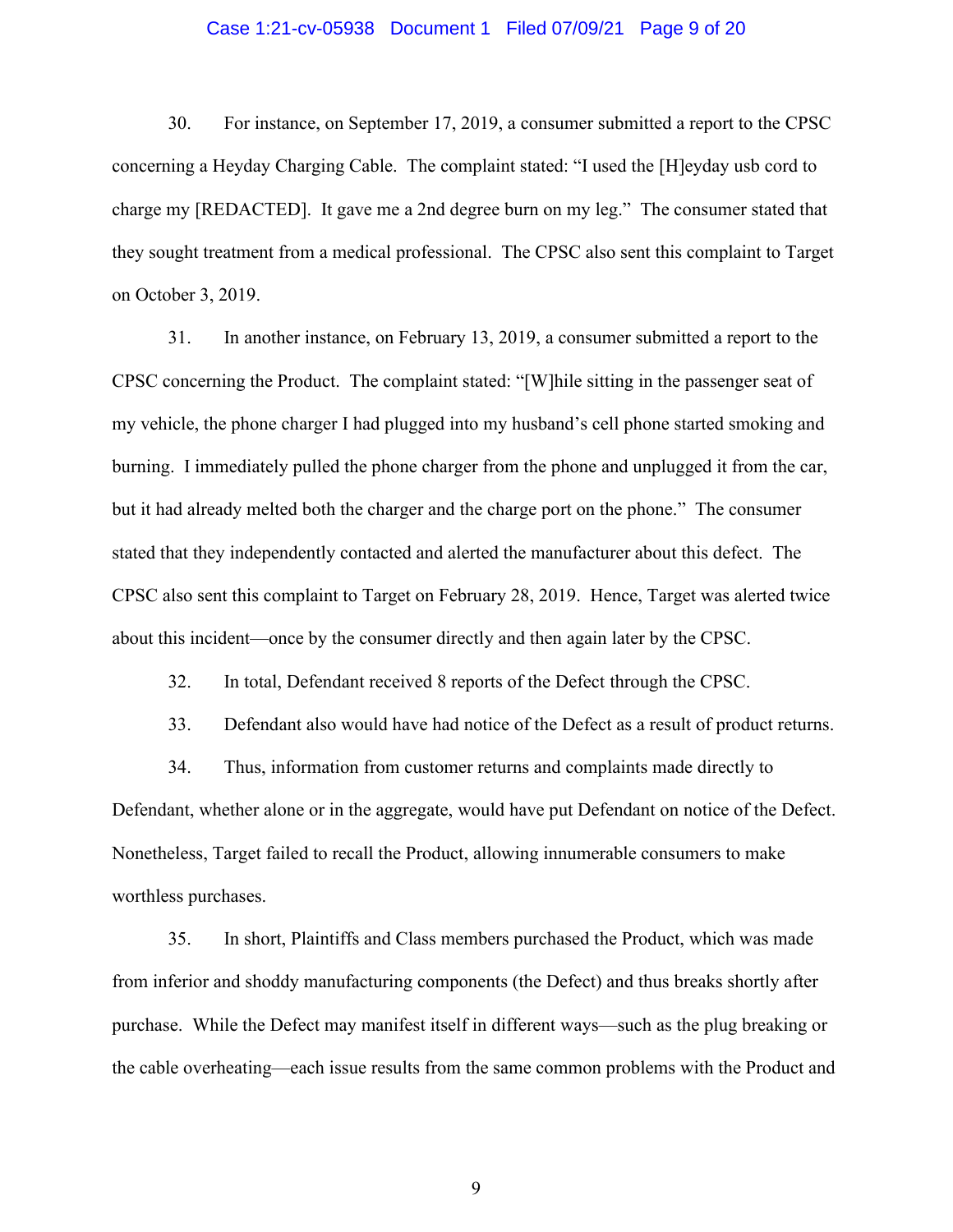30. For instance, on September 17, 2019, a consumer submitted a report to the CPSC concerning a Heyday Charging Cable. The complaint stated: "I used the [H]eyday usb cord to charge my [REDACTED]. It gave me a 2nd degree burn on my leg." The consumer stated that they sought treatment from a medical professional. The CPSC also sent this complaint to Target on October 3, 2019.

31. In another instance, on February 13, 2019, a consumer submitted a report to the CPSC concerning the Product. The complaint stated: "[W]hile sitting in the passenger seat of my vehicle, the phone charger I had plugged into my husband's cell phone started smoking and burning. I immediately pulled the phone charger from the phone and unplugged it from the car, but it had already melted both the charger and the charge port on the phone." The consumer stated that they independently contacted and alerted the manufacturer about this defect. The CPSC also sent this complaint to Target on February 28, 2019. Hence, Target was alerted twice about this incident—once by the consumer directly and then again later by the CPSC.

32. In total, Defendant received 8 reports of the Defect through the CPSC.

33. Defendant also would have had notice of the Defect as a result of product returns.

34. Thus, information from customer returns and complaints made directly to Defendant, whether alone or in the aggregate, would have put Defendant on notice of the Defect. Nonetheless, Target failed to recall the Product, allowing innumerable consumers to make worthless purchases.

35. In short, Plaintiffs and Class members purchased the Product, which was made from inferior and shoddy manufacturing components (the Defect) and thus breaks shortly after purchase. While the Defect may manifest itself in different ways—such as the plug breaking or the cable overheating—each issue results from the same common problems with the Product and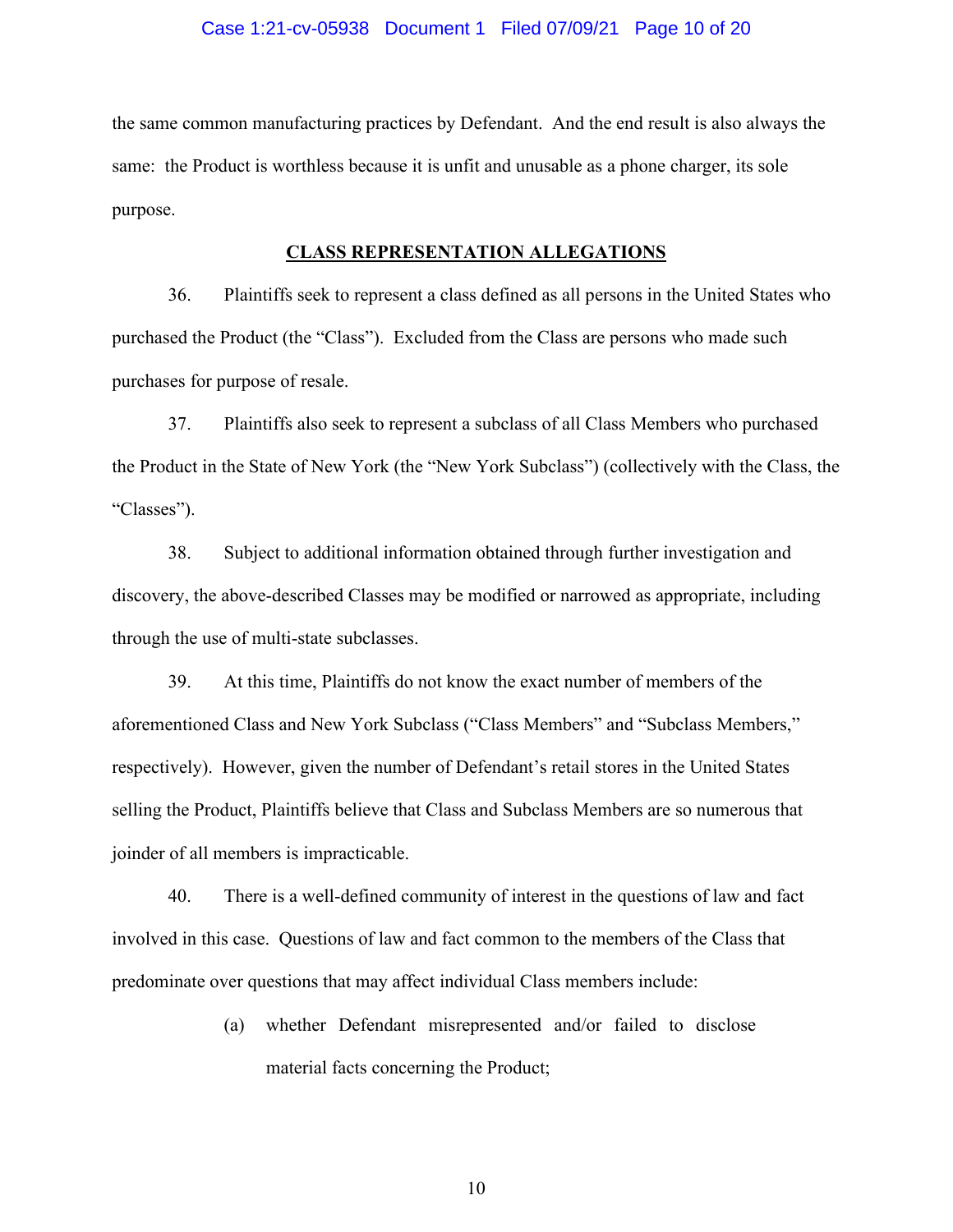the same common manufacturing practices by Defendant. And the end result is also always the same: the Product is worthless because it is unfit and unusable as a phone charger, its sole purpose.

## CLASS REPRESENTATION ALLEGATIONS

36. Plaintiffs seek to represent a class defined as all persons in the United States who purchased the Product (the "Class"). Excluded from the Class are persons who made such purchases for purpose of resale.

37. Plaintiffs also seek to represent a subclass of all Class Members who purchased the Product in the State of New York (the "New York Subclass") (collectively with the Class, the "Classes").

38. Subject to additional information obtained through further investigation and discovery, the above-described Classes may be modified or narrowed as appropriate, including through the use of multi-state subclasses.

39. At this time, Plaintiffs do not know the exact number of members of the aforementioned Class and New York Subclass ("Class Members" and "Subclass Members," respectively). However, given the number of Defendant's retail stores in the United States selling the Product, Plaintiffs believe that Class and Subclass Members are so numerous that joinder of all members is impracticable.

40. There is a well-defined community of interest in the questions of law and fact involved in this case. Questions of law and fact common to the members of the Class that predominate over questions that may affect individual Class members include:

(a) whether Defendant misrepresented and/or failed to disclose material facts concerning the Product;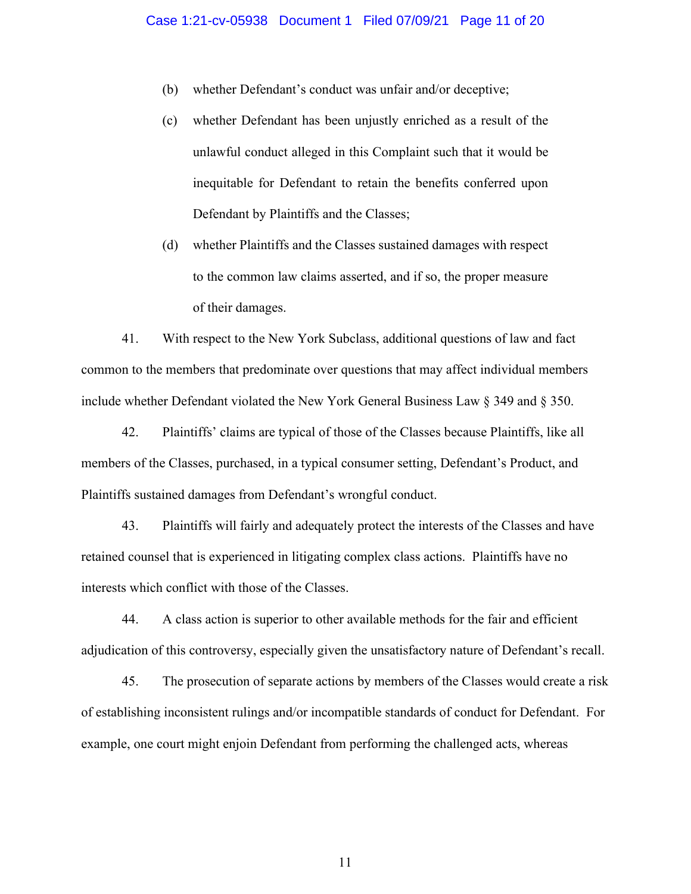(b) whether Defendant's conduct was unfair and/or deceptive;

(c) whether Defendant has been unjustly enriched as a result of the unlawful conduct alleged in this Complaint such that it would be inequitable for Defendant to retain the benefits conferred upon Defendant by Plaintiffs and the Classes;

(d) whether Plaintiffs and the Classes sustained damages with respect to the common law claims asserted, and if so, the proper measure of their damages.

41. With respect to the New York Subclass, additional questions of law and fact common to the members that predominate over questions that may affect individual members include whether Defendant violated the New York General Business Law § 349 and § 350.

42. Plaintiffs' claims are typical of those of the Classes because Plaintiffs, like all members of the Classes, purchased, in a typical consumer setting, Defendant's Product, and Plaintiffs sustained damages from Defendant's wrongful conduct.

43. Plaintiffs will fairly and adequately protect the interests of the Classes and have retained counsel that is experienced in litigating complex class actions. Plaintiffs have no interests which conflict with those of the Classes.

44. A class action is superior to other available methods for the fair and efficient adjudication of this controversy, especially given the unsatisfactory nature of Defendant's recall.

45. The prosecution of separate actions by members of the Classes would create a risk of establishing inconsistent rulings and/or incompatible standards of conduct for Defendant. For example, one court might enjoin Defendant from performing the challenged acts, whereas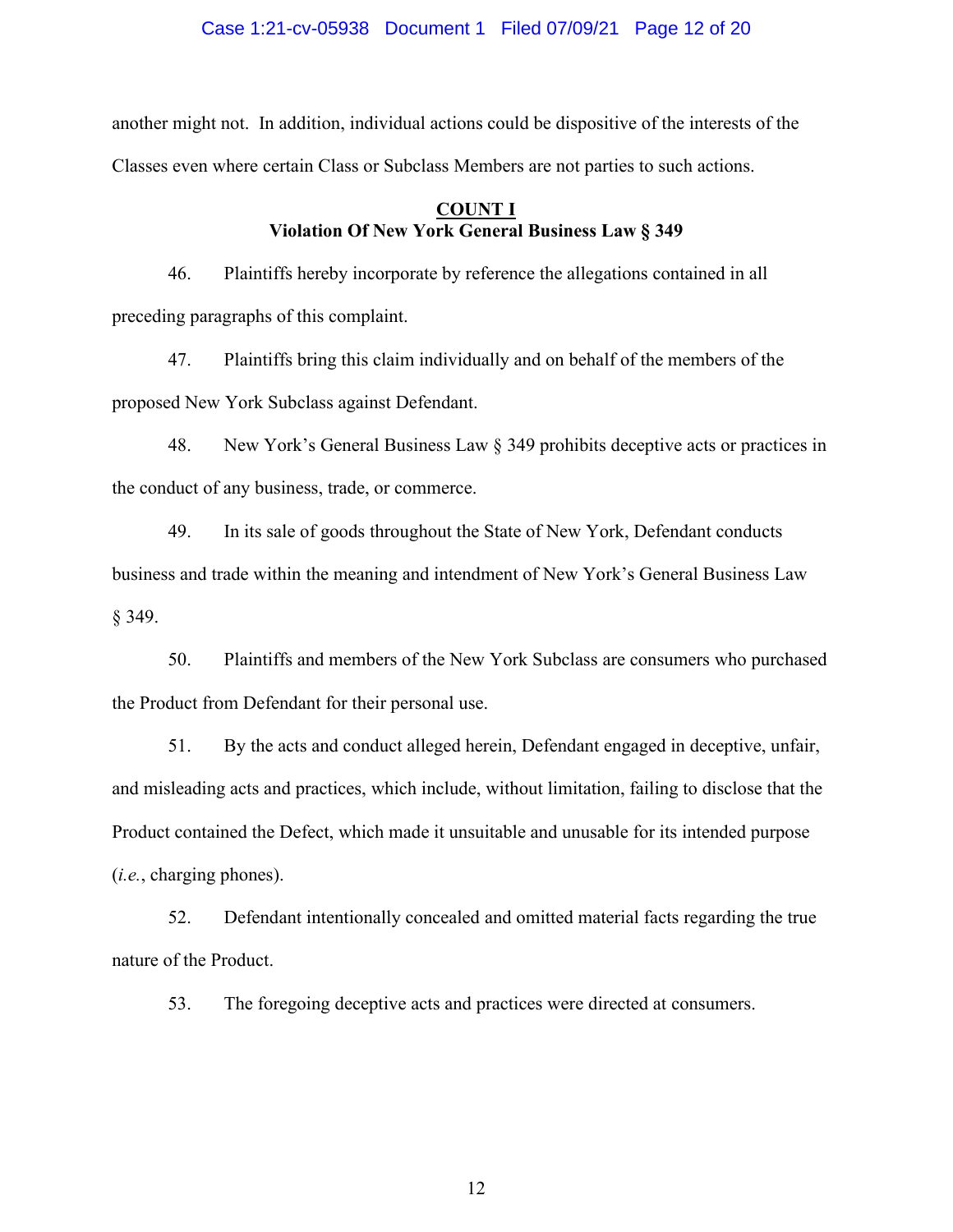another might not. In addition, individual actions could be dispositive of the interests of the Classes even where certain Class or Subclass Members are not parties to such actions.

## COUNT I
**Violation Of New York General Business Law § 349**

46. Plaintiffs hereby incorporate by reference the allegations contained in all preceding paragraphs of this complaint.

47. Plaintiffs bring this claim individually and on behalf of the members of the proposed New York Subclass against Defendant.

48. New York's General Business Law § 349 prohibits deceptive acts or practices in the conduct of any business, trade, or commerce.

49. In its sale of goods throughout the State of New York, Defendant conducts business and trade within the meaning and intendment of New York's General Business Law § 349.

50. Plaintiffs and members of the New York Subclass are consumers who purchased the Product from Defendant for their personal use.

51. By the acts and conduct alleged herein, Defendant engaged in deceptive, unfair, and misleading acts and practices, which include, without limitation, failing to disclose that the Product contained the Defect, which made it unsuitable and unusable for its intended purpose (*i.e.*, charging phones).

52. Defendant intentionally concealed and omitted material facts regarding the true nature of the Product.

53. The foregoing deceptive acts and practices were directed at consumers.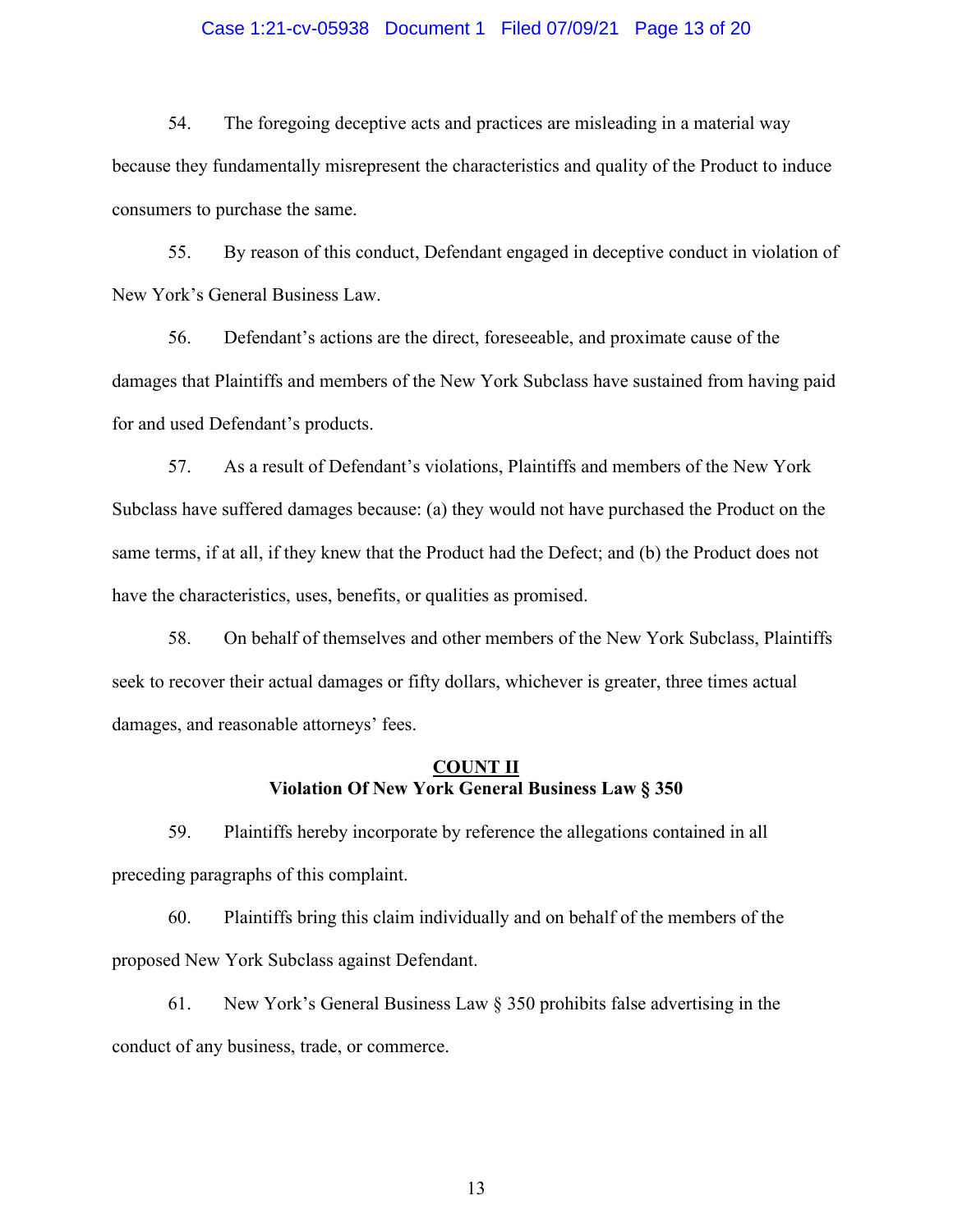54. The foregoing deceptive acts and practices are misleading in a material way because they fundamentally misrepresent the characteristics and quality of the Product to induce consumers to purchase the same.

55. By reason of this conduct, Defendant engaged in deceptive conduct in violation of New York's General Business Law.

56. Defendant's actions are the direct, foreseeable, and proximate cause of the damages that Plaintiffs and members of the New York Subclass have sustained from having paid for and used Defendant's products.

57. As a result of Defendant's violations, Plaintiffs and members of the New York Subclass have suffered damages because: (a) they would not have purchased the Product on the same terms, if at all, if they knew that the Product had the Defect; and (b) the Product does not have the characteristics, uses, benefits, or qualities as promised.

58. On behalf of themselves and other members of the New York Subclass, Plaintiffs seek to recover their actual damages or fifty dollars, whichever is greater, three times actual damages, and reasonable attorneys' fees.

## COUNT II
**Violation Of New York General Business Law § 350**

59. Plaintiffs hereby incorporate by reference the allegations contained in all preceding paragraphs of this complaint.

60. Plaintiffs bring this claim individually and on behalf of the members of the proposed New York Subclass against Defendant.

61. New York's General Business Law § 350 prohibits false advertising in the conduct of any business, trade, or commerce.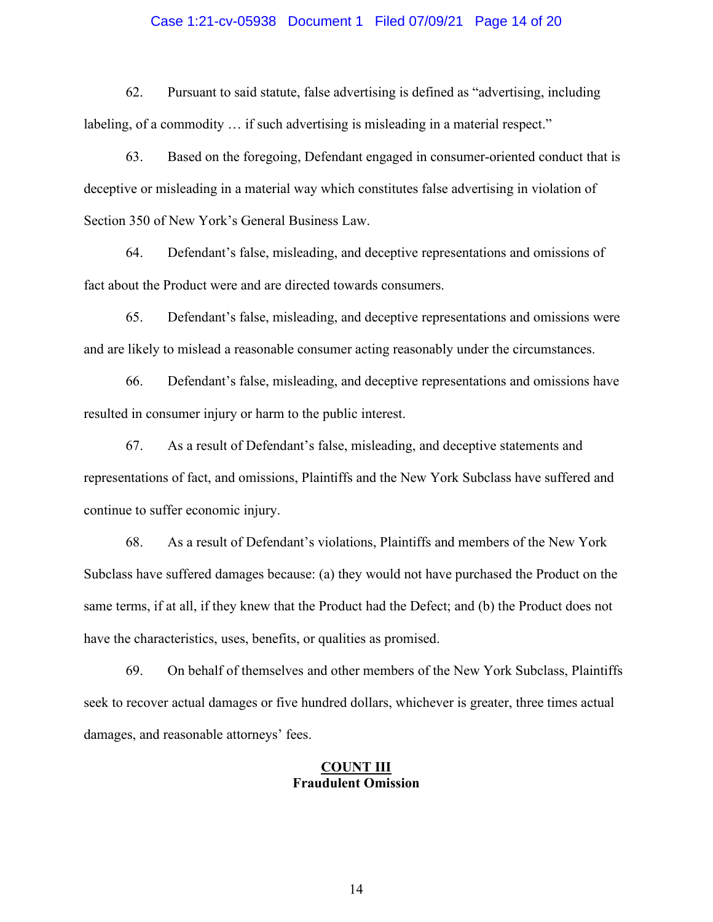62. Pursuant to said statute, false advertising is defined as "advertising, including labeling, of a commodity … if such advertising is misleading in a material respect."

63. Based on the foregoing, Defendant engaged in consumer-oriented conduct that is deceptive or misleading in a material way which constitutes false advertising in violation of Section 350 of New York's General Business Law.

64. Defendant's false, misleading, and deceptive representations and omissions of fact about the Product were and are directed towards consumers.

65. Defendant's false, misleading, and deceptive representations and omissions were and are likely to mislead a reasonable consumer acting reasonably under the circumstances.

66. Defendant's false, misleading, and deceptive representations and omissions have resulted in consumer injury or harm to the public interest.

67. As a result of Defendant's false, misleading, and deceptive statements and representations of fact, and omissions, Plaintiffs and the New York Subclass have suffered and continue to suffer economic injury.

68. As a result of Defendant's violations, Plaintiffs and members of the New York Subclass have suffered damages because: (a) they would not have purchased the Product on the same terms, if at all, if they knew that the Product had the Defect; and (b) the Product does not have the characteristics, uses, benefits, or qualities as promised.

69. On behalf of themselves and other members of the New York Subclass, Plaintiffs seek to recover actual damages or five hundred dollars, whichever is greater, three times actual damages, and reasonable attorneys' fees.

## COUNT III
## Fraudulent Omission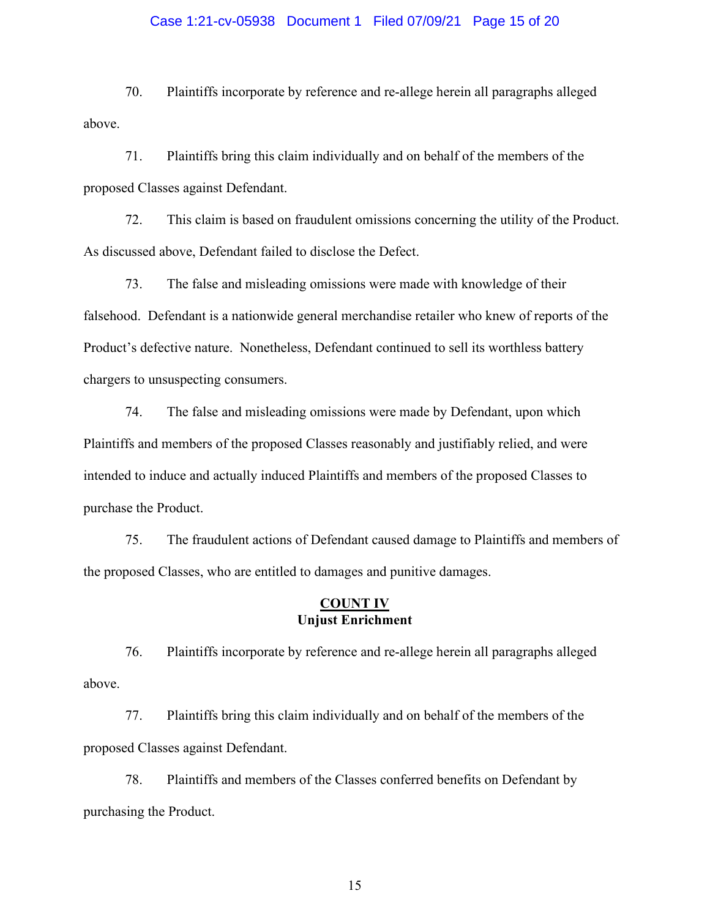70. Plaintiffs incorporate by reference and re-allege herein all paragraphs alleged above.

71. Plaintiffs bring this claim individually and on behalf of the members of the proposed Classes against Defendant.

72. This claim is based on fraudulent omissions concerning the utility of the Product. As discussed above, Defendant failed to disclose the Defect.

73. The false and misleading omissions were made with knowledge of their falsehood. Defendant is a nationwide general merchandise retailer who knew of reports of the Product's defective nature. Nonetheless, Defendant continued to sell its worthless battery chargers to unsuspecting consumers.

74. The false and misleading omissions were made by Defendant, upon which Plaintiffs and members of the proposed Classes reasonably and justifiably relied, and were intended to induce and actually induced Plaintiffs and members of the proposed Classes to purchase the Product.

75. The fraudulent actions of Defendant caused damage to Plaintiffs and members of the proposed Classes, who are entitled to damages and punitive damages.

## COUNT IV
**Unjust Enrichment**

76. Plaintiffs incorporate by reference and re-allege herein all paragraphs alleged above.

77. Plaintiffs bring this claim individually and on behalf of the members of the proposed Classes against Defendant.

78. Plaintiffs and members of the Classes conferred benefits on Defendant by purchasing the Product.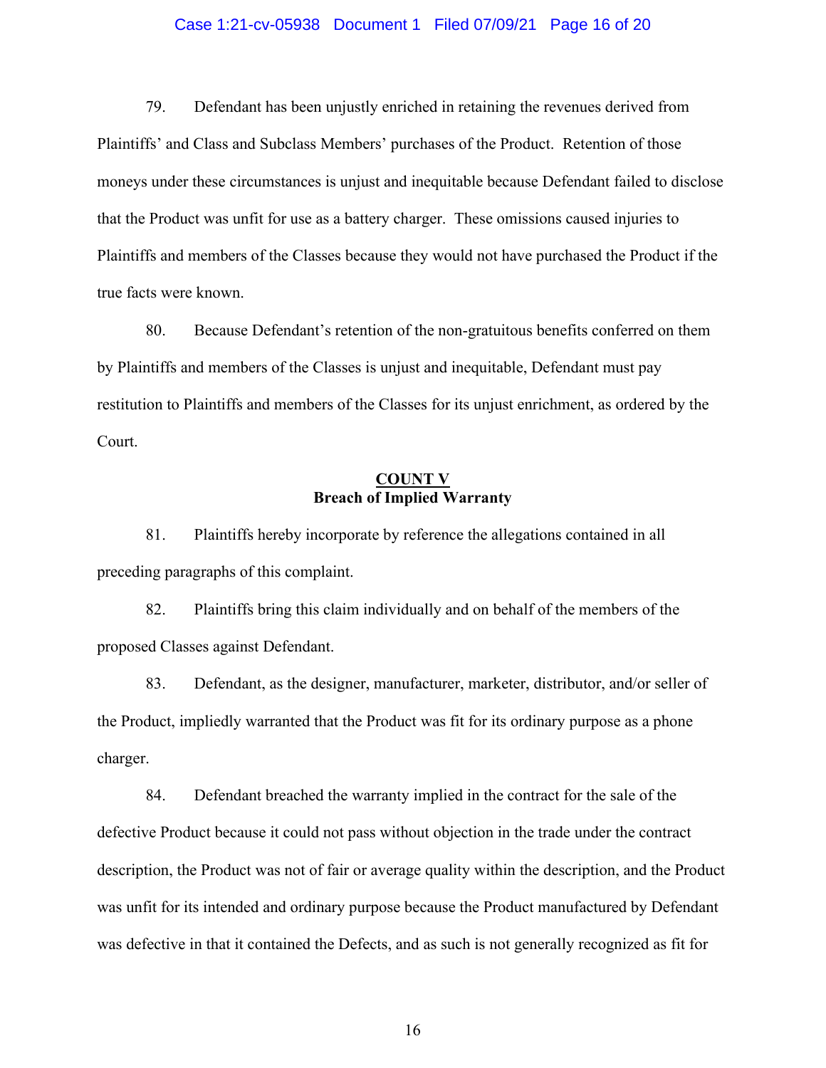79. Defendant has been unjustly enriched in retaining the revenues derived from Plaintiffs' and Class and Subclass Members' purchases of the Product. Retention of those moneys under these circumstances is unjust and inequitable because Defendant failed to disclose that the Product was unfit for use as a battery charger. These omissions caused injuries to Plaintiffs and members of the Classes because they would not have purchased the Product if the true facts were known.

80. Because Defendant's retention of the non-gratuitous benefits conferred on them by Plaintiffs and members of the Classes is unjust and inequitable, Defendant must pay restitution to Plaintiffs and members of the Classes for its unjust enrichment, as ordered by the Court.

**COUNT V**
**Breach of Implied Warranty**

81. Plaintiffs hereby incorporate by reference the allegations contained in all preceding paragraphs of this complaint.

82. Plaintiffs bring this claim individually and on behalf of the members of the proposed Classes against Defendant.

83. Defendant, as the designer, manufacturer, marketer, distributor, and/or seller of the Product, impliedly warranted that the Product was fit for its ordinary purpose as a phone charger.

84. Defendant breached the warranty implied in the contract for the sale of the defective Product because it could not pass without objection in the trade under the contract description, the Product was not of fair or average quality within the description, and the Product was unfit for its intended and ordinary purpose because the Product manufactured by Defendant was defective in that it contained the Defects, and as such is not generally recognized as fit for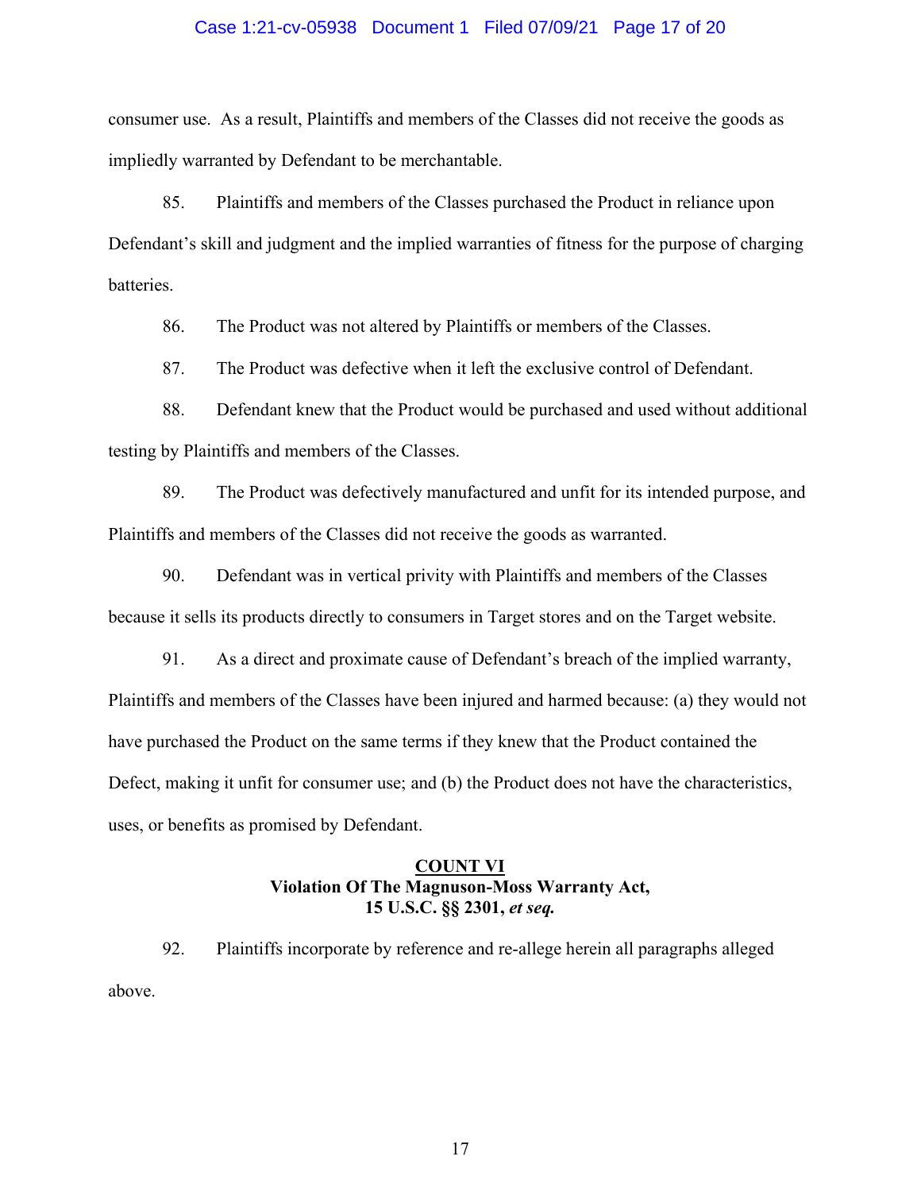consumer use. As a result, Plaintiffs and members of the Classes did not receive the goods as impliedly warranted by Defendant to be merchantable.

85. Plaintiffs and members of the Classes purchased the Product in reliance upon Defendant's skill and judgment and the implied warranties of fitness for the purpose of charging batteries.

86. The Product was not altered by Plaintiffs or members of the Classes.

87. The Product was defective when it left the exclusive control of Defendant.

88. Defendant knew that the Product would be purchased and used without additional testing by Plaintiffs and members of the Classes.

89. The Product was defectively manufactured and unfit for its intended purpose, and Plaintiffs and members of the Classes did not receive the goods as warranted.

90. Defendant was in vertical privity with Plaintiffs and members of the Classes because it sells its products directly to consumers in Target stores and on the Target website.

91. As a direct and proximate cause of Defendant's breach of the implied warranty, Plaintiffs and members of the Classes have been injured and harmed because: (a) they would not have purchased the Product on the same terms if they knew that the Product contained the Defect, making it unfit for consumer use; and (b) the Product does not have the characteristics, uses, or benefits as promised by Defendant.

**COUNT VI**
**Violation Of The Magnuson-Moss Warranty Act,**
**15 U.S.C. §§ 2301, *et seq.***

92. Plaintiffs incorporate by reference and re-allege herein all paragraphs alleged above.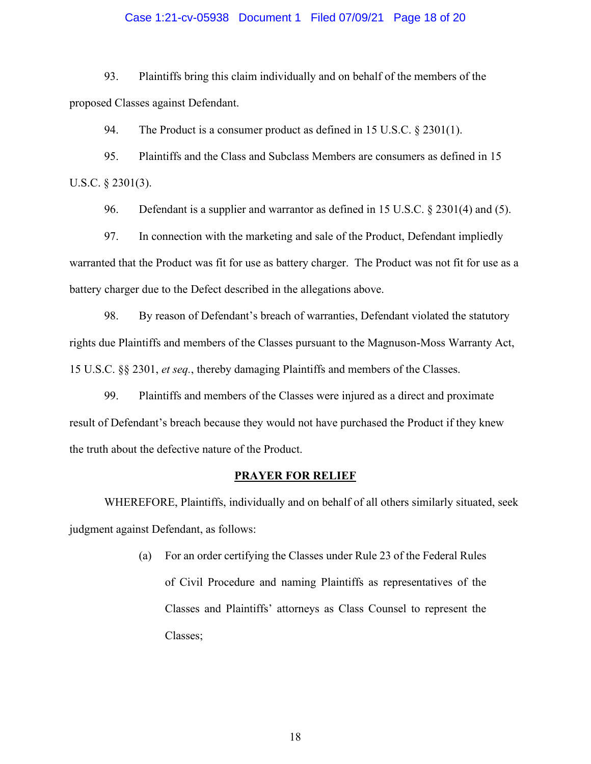93. Plaintiffs bring this claim individually and on behalf of the members of the proposed Classes against Defendant.

94. The Product is a consumer product as defined in 15 U.S.C. § 2301(1).

95. Plaintiffs and the Class and Subclass Members are consumers as defined in 15 U.S.C. § 2301(3).

96. Defendant is a supplier and warrantor as defined in 15 U.S.C. § 2301(4) and (5).

97. In connection with the marketing and sale of the Product, Defendant impliedly warranted that the Product was fit for use as battery charger. The Product was not fit for use as a battery charger due to the Defect described in the allegations above.

98. By reason of Defendant's breach of warranties, Defendant violated the statutory rights due Plaintiffs and members of the Classes pursuant to the Magnuson-Moss Warranty Act, 15 U.S.C. §§ 2301, *et seq.*, thereby damaging Plaintiffs and members of the Classes.

99. Plaintiffs and members of the Classes were injured as a direct and proximate result of Defendant's breach because they would not have purchased the Product if they knew the truth about the defective nature of the Product.

## PRAYER FOR RELIEF

WHEREFORE, Plaintiffs, individually and on behalf of all others similarly situated, seek judgment against Defendant, as follows:

(a) For an order certifying the Classes under Rule 23 of the Federal Rules of Civil Procedure and naming Plaintiffs as representatives of the Classes and Plaintiffs' attorneys as Class Counsel to represent the Classes;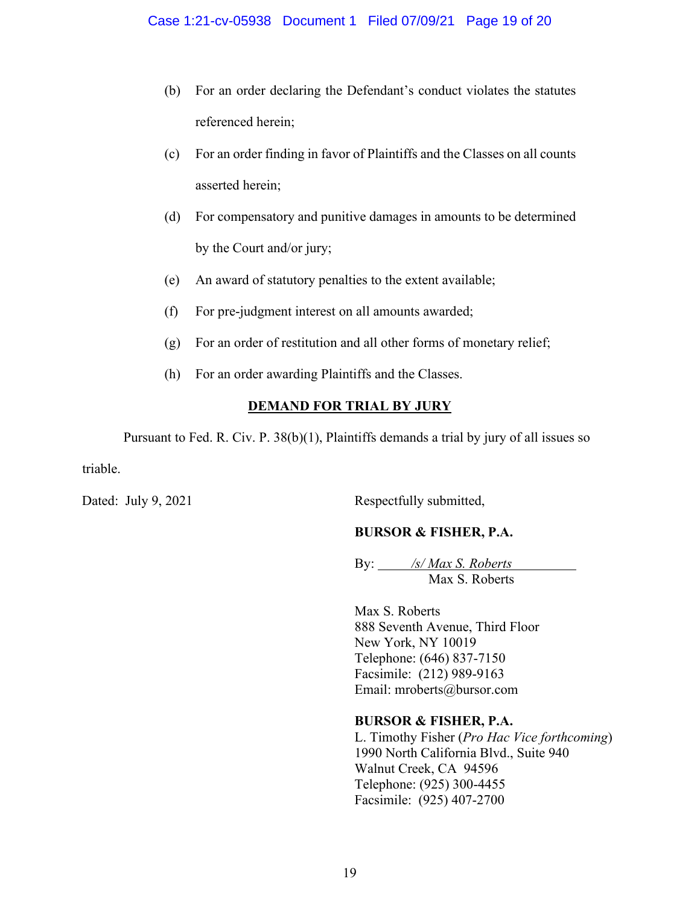(b) For an order declaring the Defendant's conduct violates the statutes referenced herein;

(c) For an order finding in favor of Plaintiffs and the Classes on all counts asserted herein;

(d) For compensatory and punitive damages in amounts to be determined by the Court and/or jury;

(e) An award of statutory penalties to the extent available;

(f) For pre-judgment interest on all amounts awarded;

(g) For an order of restitution and all other forms of monetary relief;

(h) For an order awarding Plaintiffs and the Classes.

## DEMAND FOR TRIAL BY JURY

Pursuant to Fed. R. Civ. P. 38(b)(1), Plaintiffs demands a trial by jury of all issues so triable.

Dated: July 9, 2021

Respectfully submitted,

**BURSOR & FISHER, P.A.**

By: */s/ Max S. Roberts*
Max S. Roberts

Max S. Roberts
888 Seventh Avenue, Third Floor
New York, NY 10019
Telephone: (646) 837-7150
Facsimile: (212) 989-9163
Email: mroberts@bursor.com

**BURSOR & FISHER, P.A.**
L. Timothy Fisher (*Pro Hac Vice forthcoming*)
1990 North California Blvd., Suite 940
Walnut Creek, CA 94596
Telephone: (925) 300-4455
Facsimile: (925) 407-2700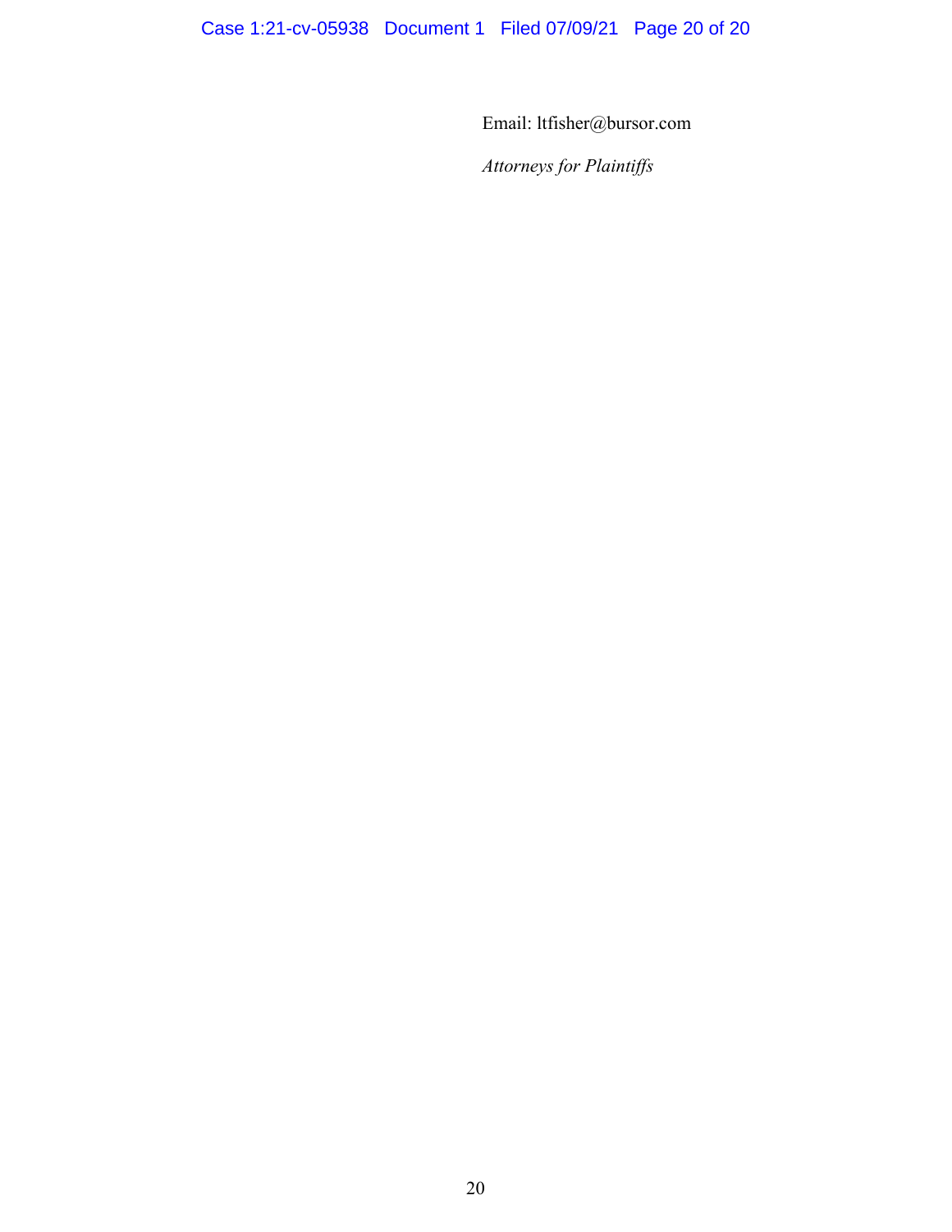Email: ltfisher@bursor.com

*Attorneys for Plaintiffs*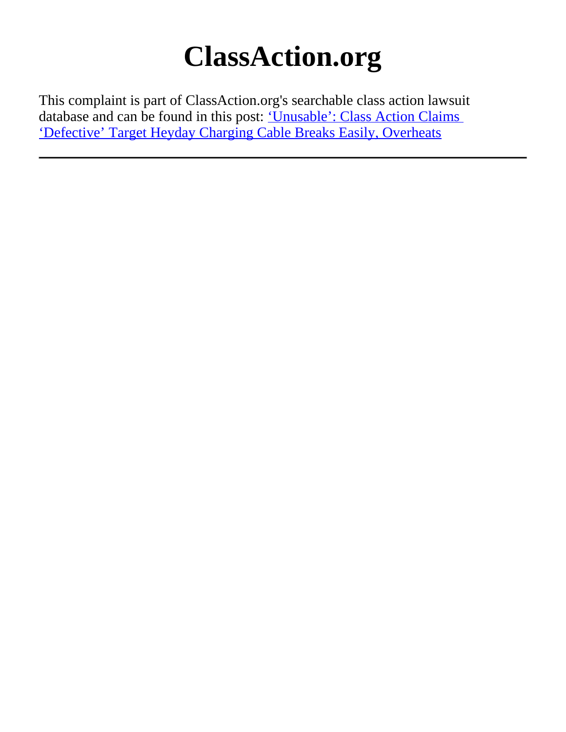# ClassAction.org

This complaint is part of ClassAction.org's searchable class action lawsuit database and can be found in this post: [‘Unusable’: Class Action Claims ‘Defective’ Target Heyday Charging Cable Breaks Easily, Overheats]

---